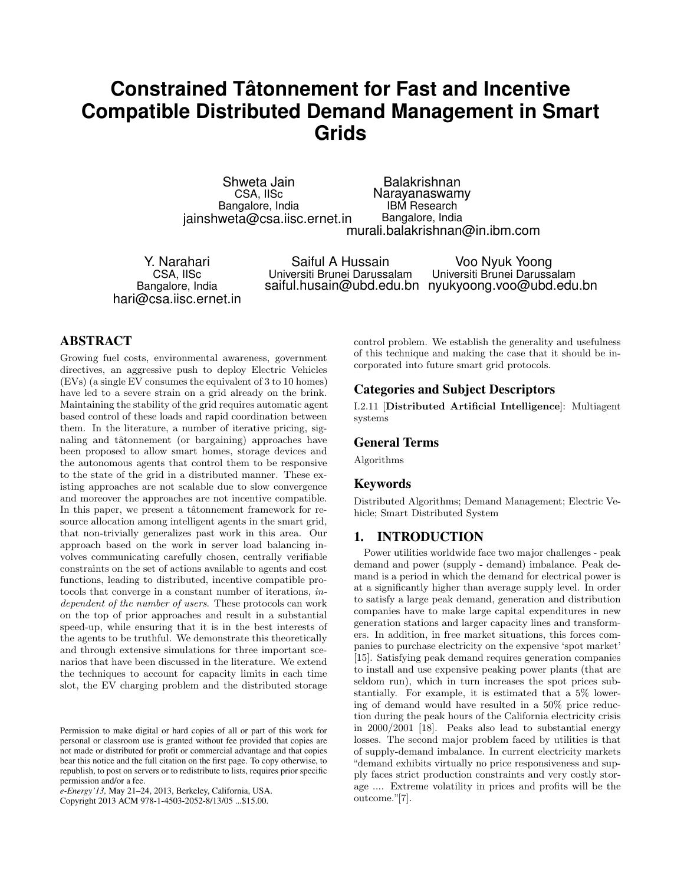# Constrained Tâtonnement for Fast and Incentive Compatible Distributed Demand Management in Smart Grids

Shweta Jain
CSA, IISc
Bangalore, India
jainshweta@csa.iisc.ernet.in

Balakrishnan Narayanaswamy
IBM Research
Bangalore, India
murali.balakrishnan@in.ibm.com

Y. Narahari
CSA, IISc
Bangalore, India
hari@csa.iisc.ernet.in

Saiful A Hussain
Universiti Brunei Darussalam
saiful.husain@ubd.edu.bn

Voo Nyuk Yoong
Universiti Brunei Darussalam
nyukyoong.voo@ubd.edu.bn

## ABSTRACT

Growing fuel costs, environmental awareness, government directives, an aggressive push to deploy Electric Vehicles (EVs) (a single EV consumes the equivalent of 3 to 10 homes) have led to a severe strain on a grid already on the brink. Maintaining the stability of the grid requires automatic agent based control of these loads and rapid coordination between them. In the literature, a number of iterative pricing, signaling and tâtonnement (or bargaining) approaches have been proposed to allow smart homes, storage devices and the autonomous agents that control them to be responsive to the state of the grid in a distributed manner. These existing approaches are not scalable due to slow convergence and moreover the approaches are not incentive compatible. In this paper, we present a tâtonnement framework for resource allocation among intelligent agents in the smart grid, that non-trivially generalizes past work in this area. Our approach based on the work in server load balancing involves communicating carefully chosen, centrally verifiable constraints on the set of actions available to agents and cost functions, leading to distributed, incentive compatible protocols that converge in a constant number of iterations, *independent of the number of users*. These protocols can work on the top of prior approaches and result in a substantial speed-up, while ensuring that it is in the best interests of the agents to be truthful. We demonstrate this theoretically and through extensive simulations for three important scenarios that have been discussed in the literature. We extend the techniques to account for capacity limits in each time slot, the EV charging problem and the distributed storage control problem. We establish the generality and usefulness of this technique and making the case that it should be incorporated into future smart grid protocols.

### Categories and Subject Descriptors

I.2.11 [**Distributed Artificial Intelligence**]: Multiagent systems

### General Terms

Algorithms

### Keywords

Distributed Algorithms; Demand Management; Electric Vehicle; Smart Distributed System

## 1. INTRODUCTION

Power utilities worldwide face two major challenges - peak demand and power (supply - demand) imbalance. Peak demand is a period in which the demand for electrical power is at a significantly higher than average supply level. In order to satisfy a large peak demand, generation and distribution companies have to make large capital expenditures in new generation stations and larger capacity lines and transformers. In addition, in free market situations, this forces companies to purchase electricity on the expensive 'spot market' [15]. Satisfying peak demand requires generation companies to install and use expensive peaking power plants (that are seldom run), which in turn increases the spot prices substantially. For example, it is estimated that a 5% lowering of demand would have resulted in a 50% price reduction during the peak hours of the California electricity crisis in 2000/2001 [18]. Peaks also lead to substantial energy losses. The second major problem faced by utilities is that of supply-demand imbalance. In current electricity markets "demand exhibits virtually no price responsiveness and supply faces strict production constraints and very costly storage .... Extreme volatility in prices and profits will be the outcome."[7].

Permission to make digital or hard copies of all or part of this work for personal or classroom use is granted without fee provided that copies are not made or distributed for profit or commercial advantage and that copies bear this notice and the full citation on the first page. To copy otherwise, to republish, to post on servers or to redistribute to lists, requires prior specific permission and/or a fee.
*e-Energy'13,* May 21–24, 2013, Berkeley, California, USA.
Copyright 2013 ACM 978-1-4503-2052-8/13/05 ...$15.00.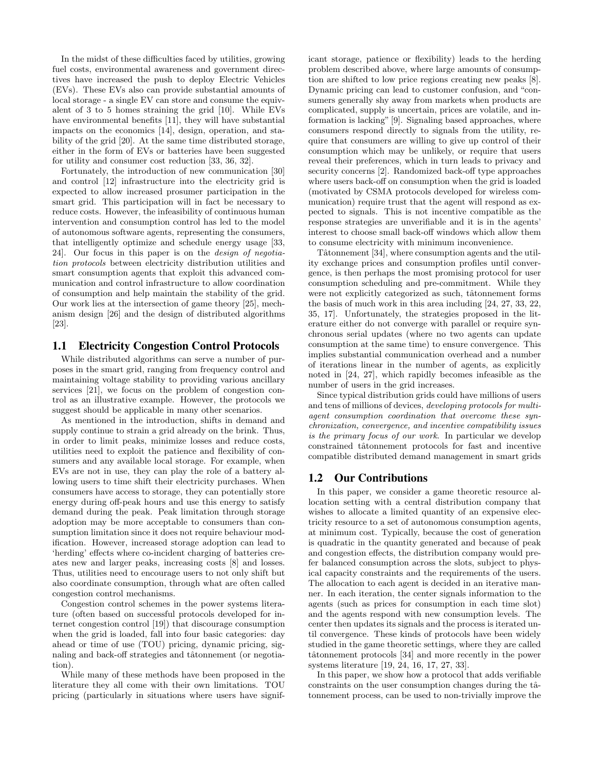In the midst of these difficulties faced by utilities, growing fuel costs, environmental awareness and government directives have increased the push to deploy Electric Vehicles (EVs). These EVs also can provide substantial amounts of local storage - a single EV can store and consume the equivalent of 3 to 5 homes straining the grid [10]. While EVs have environmental benefits [11], they will have substantial impacts on the economics [14], design, operation, and stability of the grid [20]. At the same time distributed storage, either in the form of EVs or batteries have been suggested for utility and consumer cost reduction [33, 36, 32].

Fortunately, the introduction of new communication [30] and control [12] infrastructure into the electricity grid is expected to allow increased prosumer participation in the smart grid. This participation will in fact be necessary to reduce costs. However, the infeasibility of continuous human intervention and consumption control has led to the model of autonomous software agents, representing the consumers, that intelligently optimize and schedule energy usage [33, 24]. Our focus in this paper is on the *design of negotiation protocols* between electricity distribution utilities and smart consumption agents that exploit this advanced communication and control infrastructure to allow coordination of consumption and help maintain the stability of the grid. Our work lies at the intersection of game theory [25], mechanism design [26] and the design of distributed algorithms [23].

## 1.1 Electricity Congestion Control Protocols

While distributed algorithms can serve a number of purposes in the smart grid, ranging from frequency control and maintaining voltage stability to providing various ancillary services [21], we focus on the problem of congestion control as an illustrative example. However, the protocols we suggest should be applicable in many other scenarios.

As mentioned in the introduction, shifts in demand and supply continue to strain a grid already on the brink. Thus, in order to limit peaks, minimize losses and reduce costs, utilities need to exploit the patience and flexibility of consumers and any available local storage. For example, when EVs are not in use, they can play the role of a battery allowing users to time shift their electricity purchases. When consumers have access to storage, they can potentially store energy during off-peak hours and use this energy to satisfy demand during the peak. Peak limitation through storage adoption may be more acceptable to consumers than consumption limitation since it does not require behaviour modification. However, increased storage adoption can lead to 'herding' effects where co-incident charging of batteries creates new and larger peaks, increasing costs [8] and losses. Thus, utilities need to encourage users to not only shift but also coordinate consumption, through what are often called congestion control mechanisms.

Congestion control schemes in the power systems literature (often based on successful protocols developed for internet congestion control [19]) that discourage consumption when the grid is loaded, fall into four basic categories: day ahead or time of use (TOU) pricing, dynamic pricing, signaling and back-off strategies and tâtonnement (or negotiation).

While many of these methods have been proposed in the literature they all come with their own limitations. TOU pricing (particularly in situations where users have significant storage, patience or flexibility) leads to the herding problem described above, where large amounts of consumption are shifted to low price regions creating new peaks [8]. Dynamic pricing can lead to customer confusion, and "consumers generally shy away from markets when products are complicated, supply is uncertain, prices are volatile, and information is lacking" [9]. Signaling based approaches, where consumers respond directly to signals from the utility, require that consumers are willing to give up control of their consumption which may be unlikely, or require that users reveal their preferences, which in turn leads to privacy and security concerns [2]. Randomized back-off type approaches where users back-off on consumption when the grid is loaded (motivated by CSMA protocols developed for wireless communication) require trust that the agent will respond as expected to signals. This is not incentive compatible as the response strategies are unverifiable and it is in the agents' interest to choose small back-off windows which allow them to consume electricity with minimum inconvenience.

Tâtonnement [34], where consumption agents and the utility exchange prices and consumption profiles until convergence, is then perhaps the most promising protocol for user consumption scheduling and pre-commitment. While they were not explicitly categorized as such, tâtonnement forms the basis of much work in this area including [24, 27, 33, 22, 35, 17]. Unfortunately, the strategies proposed in the literature either do not converge with parallel or require synchronous serial updates (where no two agents can update consumption at the same time) to ensure convergence. This implies substantial communication overhead and a number of iterations linear in the number of agents, as explicitly noted in [24, 27], which rapidly becomes infeasible as the number of users in the grid increases.

Since typical distribution grids could have millions of users and tens of millions of devices, *developing protocols for multi-agent consumption coordination that overcome these synchronization, convergence, and incentive compatibility issues is the primary focus of our work.* In particular we develop constrained tâtonnement protocols for fast and incentive compatible distributed demand management in smart grids

## 1.2 Our Contributions

In this paper, we consider a game theoretic resource allocation setting with a central distribution company that wishes to allocate a limited quantity of an expensive electricity resource to a set of autonomous consumption agents, at minimum cost. Typically, because the cost of generation is quadratic in the quantity generated and because of peak and congestion effects, the distribution company would prefer balanced consumption across the slots, subject to physical capacity constraints and the requirements of the users. The allocation to each agent is decided in an iterative manner. In each iteration, the center signals information to the agents (such as prices for consumption in each time slot) and the agents respond with new consumption levels. The center then updates its signals and the process is iterated until convergence. These kinds of protocols have been widely studied in the game theoretic settings, where they are called tâtonnement protocols [34] and more recently in the power systems literature [19, 24, 16, 17, 27, 33].

In this paper, we show how a protocol that adds verifiable constraints on the user consumption changes during the tâtonnement process, can be used to non-trivially improve the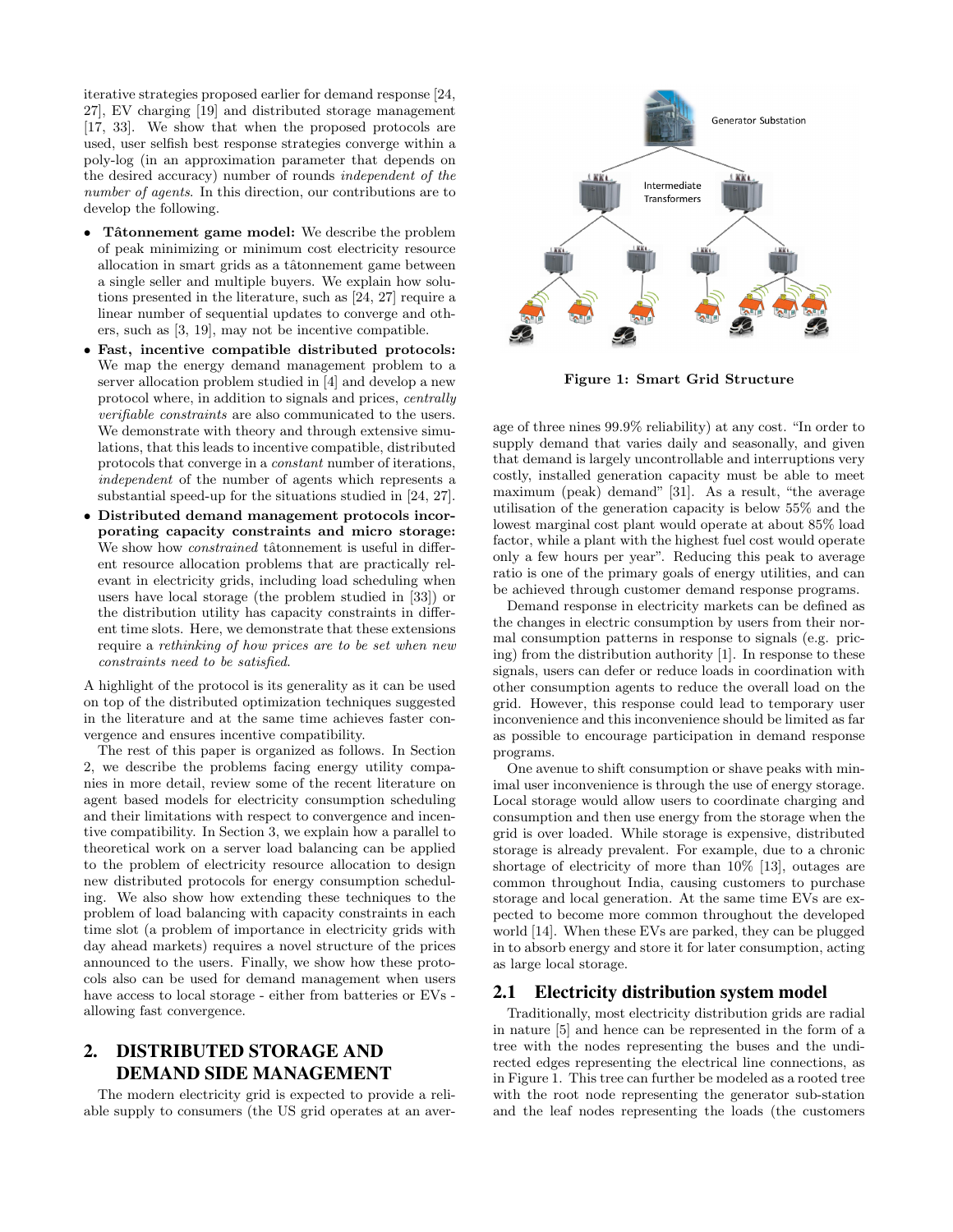iterative strategies proposed earlier for demand response [24, 27], EV charging [19] and distributed storage management [17, 33]. We show that when the proposed protocols are used, user selfish best response strategies converge within a poly-log (in an approximation parameter that depends on the desired accuracy) number of rounds *independent of the number of agents*. In this direction, our contributions are to develop the following.

- **Tâtonnement game model:** We describe the problem of peak minimizing or minimum cost electricity resource allocation in smart grids as a tâtonnement game between a single seller and multiple buyers. We explain how solutions presented in the literature, such as [24, 27] require a linear number of sequential updates to converge and others, such as [3, 19], may not be incentive compatible.
- **Fast, incentive compatible distributed protocols:** We map the energy demand management problem to a server allocation problem studied in [4] and develop a new protocol where, in addition to signals and prices, *centrally verifiable constraints* are also communicated to the users. We demonstrate with theory and through extensive simulations, that this leads to incentive compatible, distributed protocols that converge in a *constant* number of iterations, *independent* of the number of agents which represents a substantial speed-up for the situations studied in [24, 27].
- **Distributed demand management protocols incorporating capacity constraints and micro storage:** We show how *constrained* tâtonnement is useful in different resource allocation problems that are practically relevant in electricity grids, including load scheduling when users have local storage (the problem studied in [33]) or the distribution utility has capacity constraints in different time slots. Here, we demonstrate that these extensions require a *rethinking of how prices are to be set when new constraints need to be satisfied*.

A highlight of the protocol is its generality as it can be used on top of the distributed optimization techniques suggested in the literature and at the same time achieves faster convergence and ensures incentive compatibility.

The rest of this paper is organized as follows. In Section 2, we describe the problems facing energy utility companies in more detail, review some of the recent literature on agent based models for electricity consumption scheduling and their limitations with respect to convergence and incentive compatibility. In Section 3, we explain how a parallel to theoretical work on a server load balancing can be applied to the problem of electricity resource allocation to design new distributed protocols for energy consumption scheduling. We also show how extending these techniques to the problem of load balancing with capacity constraints in each time slot (a problem of importance in electricity grids with day ahead markets) requires a novel structure of the prices announced to the users. Finally, we show how these protocols also can be used for demand management when users have access to local storage - either from batteries or EVs - allowing fast convergence.

## 2. DISTRIBUTED STORAGE AND DEMAND SIDE MANAGEMENT

The modern electricity grid is expected to provide a reliable supply to consumers (the US grid operates at an average of three nines 99.9% reliability) at any cost. "In order to supply demand that varies daily and seasonally, and given that demand is largely uncontrollable and interruptions very costly, installed generation capacity must be able to meet maximum (peak) demand" [31]. As a result, "the average utilisation of the generation capacity is below 55% and the lowest marginal cost plant would operate at about 85% load factor, while a plant with the highest fuel cost would operate only a few hours per year". Reducing this peak to average ratio is one of the primary goals of energy utilities, and can be achieved through customer demand response programs.

Figure 1: Smart Grid Structure

Demand response in electricity markets can be defined as the changes in electric consumption by users from their normal consumption patterns in response to signals (e.g. pricing) from the distribution authority [1]. In response to these signals, users can defer or reduce loads in coordination with other consumption agents to reduce the overall load on the grid. However, this response could lead to temporary user inconvenience and this inconvenience should be limited as far as possible to encourage participation in demand response programs.

One avenue to shift consumption or shave peaks with minimal user inconvenience is through the use of energy storage. Local storage would allow users to coordinate charging and consumption and then use energy from the storage when the grid is over loaded. While storage is expensive, distributed storage is already prevalent. For example, due to a chronic shortage of electricity of more than 10% [13], outages are common throughout India, causing customers to purchase storage and local generation. At the same time EVs are expected to become more common throughout the developed world [14]. When these EVs are parked, they can be plugged in to absorb energy and store it for later consumption, acting as large local storage.

### 2.1 Electricity distribution system model

Traditionally, most electricity distribution grids are radial in nature [5] and hence can be represented in the form of a tree with the nodes representing the buses and the undirected edges representing the electrical line connections, as in Figure 1. This tree can further be modeled as a rooted tree with the root node representing the generator sub-station and the leaf nodes representing the loads (the customers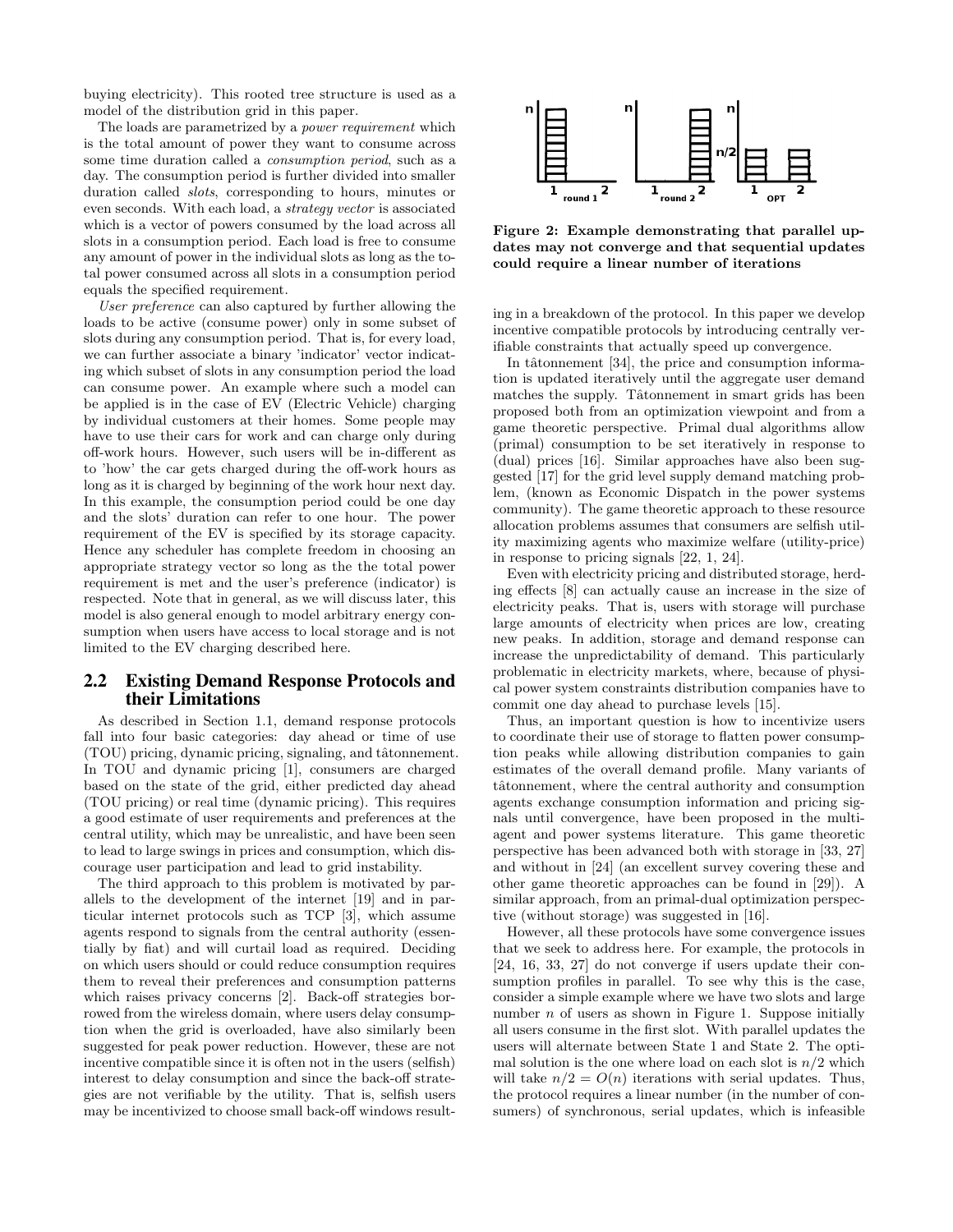buying electricity). This rooted tree structure is used as a model of the distribution grid in this paper.

The loads are parametrized by a *power requirement* which is the total amount of power they want to consume across some time duration called a *consumption period*, such as a day. The consumption period is further divided into smaller duration called *slots*, corresponding to hours, minutes or even seconds. With each load, a *strategy vector* is associated which is a vector of powers consumed by the load across all slots in a consumption period. Each load is free to consume any amount of power in the individual slots as long as the total power consumed across all slots in a consumption period equals the specified requirement.

*User preference* can also captured by further allowing the loads to be active (consume power) only in some subset of slots during any consumption period. That is, for every load, we can further associate a binary 'indicator' vector indicating which subset of slots in any consumption period the load can consume power. An example where such a model can be applied is in the case of EV (Electric Vehicle) charging by individual customers at their homes. Some people may have to use their cars for work and can charge only during off-work hours. However, such users will be in-different as to 'how' the car gets charged during the off-work hours as long as it is charged by beginning of the work hour next day. In this example, the consumption period could be one day and the slots' duration can refer to one hour. The power requirement of the EV is specified by its storage capacity. Hence any scheduler has complete freedom in choosing an appropriate strategy vector so long as the the total power requirement is met and the user's preference (indicator) is respected. Note that in general, as we will discuss later, this model is also general enough to model arbitrary energy consumption when users have access to local storage and is not limited to the EV charging described here.

## 2.2 Existing Demand Response Protocols and their Limitations

As described in Section 1.1, demand response protocols fall into four basic categories: day ahead or time of use (TOU) pricing, dynamic pricing, signaling, and tâtonnement. In TOU and dynamic pricing [1], consumers are charged based on the state of the grid, either predicted day ahead (TOU pricing) or real time (dynamic pricing). This requires a good estimate of user requirements and preferences at the central utility, which may be unrealistic, and have been seen to lead to large swings in prices and consumption, which discourage user participation and lead to grid instability.

The third approach to this problem is motivated by parallels to the development of the internet [19] and in particular internet protocols such as TCP [3], which assume agents respond to signals from the central authority (essentially by fiat) and will curtail load as required. Deciding on which users should or could reduce consumption requires them to reveal their preferences and consumption patterns which raises privacy concerns [2]. Back-off strategies borrowed from the wireless domain, where users delay consumption when the grid is overloaded, have also similarly been suggested for peak power reduction. However, these are not incentive compatible since it is often not in the users (selfish) interest to delay consumption and since the back-off strategies are not verifiable by the utility. That is, selfish users may be incentivized to choose small back-off windows resulting in a breakdown of the protocol. In this paper we develop incentive compatible protocols by introducing centrally verifiable constraints that actually speed up convergence.

**Figure 2: Example demonstrating that parallel updates may not converge and that sequential updates could require a linear number of iterations**

In tâtonnement [34], the price and consumption information is updated iteratively until the aggregate user demand matches the supply. Tâtonnement in smart grids has been proposed both from an optimization viewpoint and from a game theoretic perspective. Primal dual algorithms allow (primal) consumption to be set iteratively in response to (dual) prices [16]. Similar approaches have also been suggested [17] for the grid level supply demand matching problem, (known as Economic Dispatch in the power systems community). The game theoretic approach to these resource allocation problems assumes that consumers are selfish utility maximizing agents who maximize welfare (utility-price) in response to pricing signals [22, 1, 24].

Even with electricity pricing and distributed storage, herding effects [8] can actually cause an increase in the size of electricity peaks. That is, users with storage will purchase large amounts of electricity when prices are low, creating new peaks. In addition, storage and demand response can increase the unpredictability of demand. This particularly problematic in electricity markets, where, because of physical power system constraints distribution companies have to commit one day ahead to purchase levels [15].

Thus, an important question is how to incentivize users to coordinate their use of storage to flatten power consumption peaks while allowing distribution companies to gain estimates of the overall demand profile. Many variants of tâtonnement, where the central authority and consumption agents exchange consumption information and pricing signals until convergence, have been proposed in the multi-agent and power systems literature. This game theoretic perspective has been advanced both with storage in [33, 27] and without in [24] (an excellent survey covering these and other game theoretic approaches can be found in [29]). A similar approach, from an primal-dual optimization perspective (without storage) was suggested in [16].

However, all these protocols have some convergence issues that we seek to address here. For example, the protocols in [24, 16, 33, 27] do not converge if users update their consumption profiles in parallel. To see why this is the case, consider a simple example where we have two slots and large number $n$ of users as shown in Figure 1. Suppose initially all users consume in the first slot. With parallel updates the users will alternate between State 1 and State 2. The optimal solution is the one where load on each slot is $n/2$ which will take $n/2 = O(n)$ iterations with serial updates. Thus, the protocol requires a linear number (in the number of consumers) of synchronous, serial updates, which is infeasible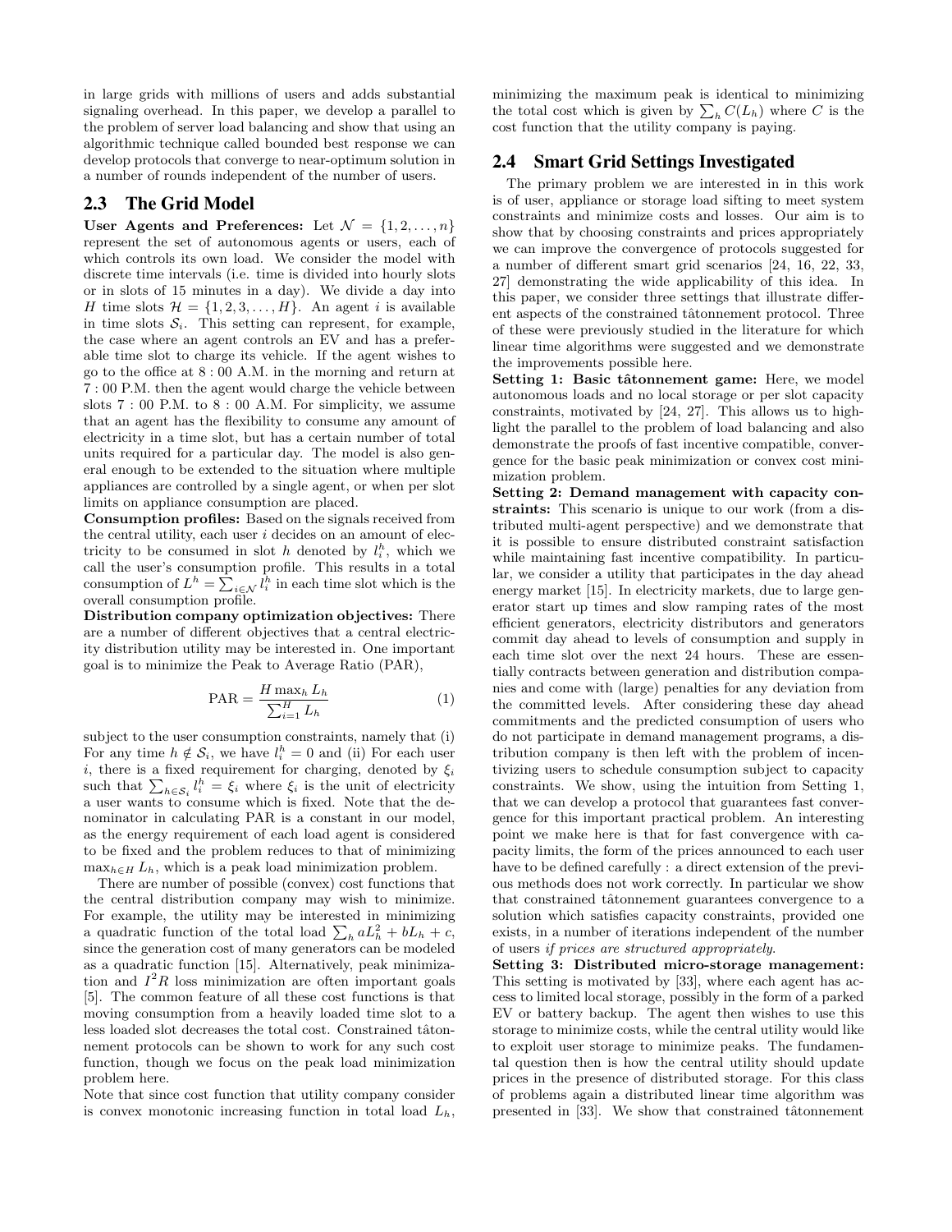in large grids with millions of users and adds substantial signaling overhead. In this paper, we develop a parallel to the problem of server load balancing and show that using an algorithmic technique called bounded best response we can develop protocols that converge to near-optimum solution in a number of rounds independent of the number of users.

## 2.3 The Grid Model

**User Agents and Preferences:** Let $\mathcal{N} = \{1, 2, \ldots, n\}$ represent the set of autonomous agents or users, each of which controls its own load. We consider the model with discrete time intervals (i.e. time is divided into hourly slots or in slots of 15 minutes in a day). We divide a day into $H$ time slots $\mathcal{H} = \{1, 2, 3, \ldots, H\}$. An agent $i$ is available in time slots $\mathcal{S}_i$. This setting can represent, for example, the case where an agent controls an EV and has a preferable time slot to charge its vehicle. If the agent wishes to go to the office at 8 : 00 A.M. in the morning and return at 7 : 00 P.M. then the agent would charge the vehicle between slots 7 : 00 P.M. to 8 : 00 A.M. For simplicity, we assume that an agent has the flexibility to consume any amount of electricity in a time slot, but has a certain number of total units required for a particular day. The model is also general enough to be extended to the situation where multiple appliances are controlled by a single agent, or when per slot limits on appliance consumption are placed.

**Consumption profiles:** Based on the signals received from the central utility, each user $i$ decides on an amount of electricity to be consumed in slot $h$ denoted by $l_i^h$, which we call the user's consumption profile. This results in a total consumption of $L^h = \sum_{i \in \mathcal{N}} l_i^h$ in each time slot which is the overall consumption profile.

**Distribution company optimization objectives:** There are a number of different objectives that a central electricity distribution utility may be interested in. One important goal is to minimize the Peak to Average Ratio (PAR),

$$\text{PAR} = \frac{H \max_h L_h}{\sum_{i=1}^{H} L_h} \tag{1}$$

subject to the user consumption constraints, namely that (i) For any time $h \notin \mathcal{S}_i$, we have $l_i^h = 0$ and (ii) For each user $i$, there is a fixed requirement for charging, denoted by $\xi_i$ such that $\sum_{h \in \mathcal{S}_i} l_i^h = \xi_i$ where $\xi_i$ is the unit of electricity a user wants to consume which is fixed. Note that the denominator in calculating PAR is a constant in our model, as the energy requirement of each load agent is considered to be fixed and the problem reduces to that of minimizing $\max_{h \in H} L_h$, which is a peak load minimization problem.

There are number of possible (convex) cost functions that the central distribution company may wish to minimize. For example, the utility may be interested in minimizing a quadratic function of the total load $\sum_h aL_h^2 + bL_h + c$, since the generation cost of many generators can be modeled as a quadratic function [15]. Alternatively, peak minimization and $I^2R$ loss minimization are often important goals [5]. The common feature of all these cost functions is that moving consumption from a heavily loaded time slot to a less loaded slot decreases the total cost. Constrained tâtonnement protocols can be shown to work for any such cost function, though we focus on the peak load minimization problem here.

Note that since cost function that utility company consider is convex monotonic increasing function in total load $L_h$, minimizing the maximum peak is identical to minimizing the total cost which is given by $\sum_h C(L_h)$ where $C$ is the cost function that the utility company is paying.

## 2.4 Smart Grid Settings Investigated

The primary problem we are interested in in this work is of user, appliance or storage load sifting to meet system constraints and minimize costs and losses. Our aim is to show that by choosing constraints and prices appropriately we can improve the convergence of protocols suggested for a number of different smart grid scenarios [24, 16, 22, 33, 27] demonstrating the wide applicability of this idea. In this paper, we consider three settings that illustrate different aspects of the constrained tâtonnement protocol. Three of these were previously studied in the literature for which linear time algorithms were suggested and we demonstrate the improvements possible here.

**Setting 1: Basic tâtonnement game:** Here, we model autonomous loads and no local storage or per slot capacity constraints, motivated by [24, 27]. This allows us to highlight the parallel to the problem of load balancing and also demonstrate the proofs of fast incentive compatible, convergence for the basic peak minimization or convex cost minimization problem.

**Setting 2: Demand management with capacity constraints:** This scenario is unique to our work (from a distributed multi-agent perspective) and we demonstrate that it is possible to ensure distributed constraint satisfaction while maintaining fast incentive compatibility. In particular, we consider a utility that participates in the day ahead energy market [15]. In electricity markets, due to large generator start up times and slow ramping rates of the most efficient generators, electricity distributors and generators commit day ahead to levels of consumption and supply in each time slot over the next 24 hours. These are essentially contracts between generation and distribution companies and come with (large) penalties for any deviation from the committed levels. After considering these day ahead commitments and the predicted consumption of users who do not participate in demand management programs, a distribution company is then left with the problem of incentivizing users to schedule consumption subject to capacity constraints. We show, using the intuition from Setting 1, that we can develop a protocol that guarantees fast convergence for this important practical problem. An interesting point we make here is that for fast convergence with capacity limits, the form of the prices announced to each user have to be defined carefully : a direct extension of the previous methods does not work correctly. In particular we show that constrained tâtonnement guarantees convergence to a solution which satisfies capacity constraints, provided one exists, in a number of iterations independent of the number of users *if prices are structured appropriately*.

**Setting 3: Distributed micro-storage management:** This setting is motivated by [33], where each agent has access to limited local storage, possibly in the form of a parked EV or battery backup. The agent then wishes to use this storage to minimize costs, while the central utility would like to exploit user storage to minimize peaks. The fundamental question then is how the central utility should update prices in the presence of distributed storage. For this class of problems again a distributed linear time algorithm was presented in [33]. We show that constrained tâtonnement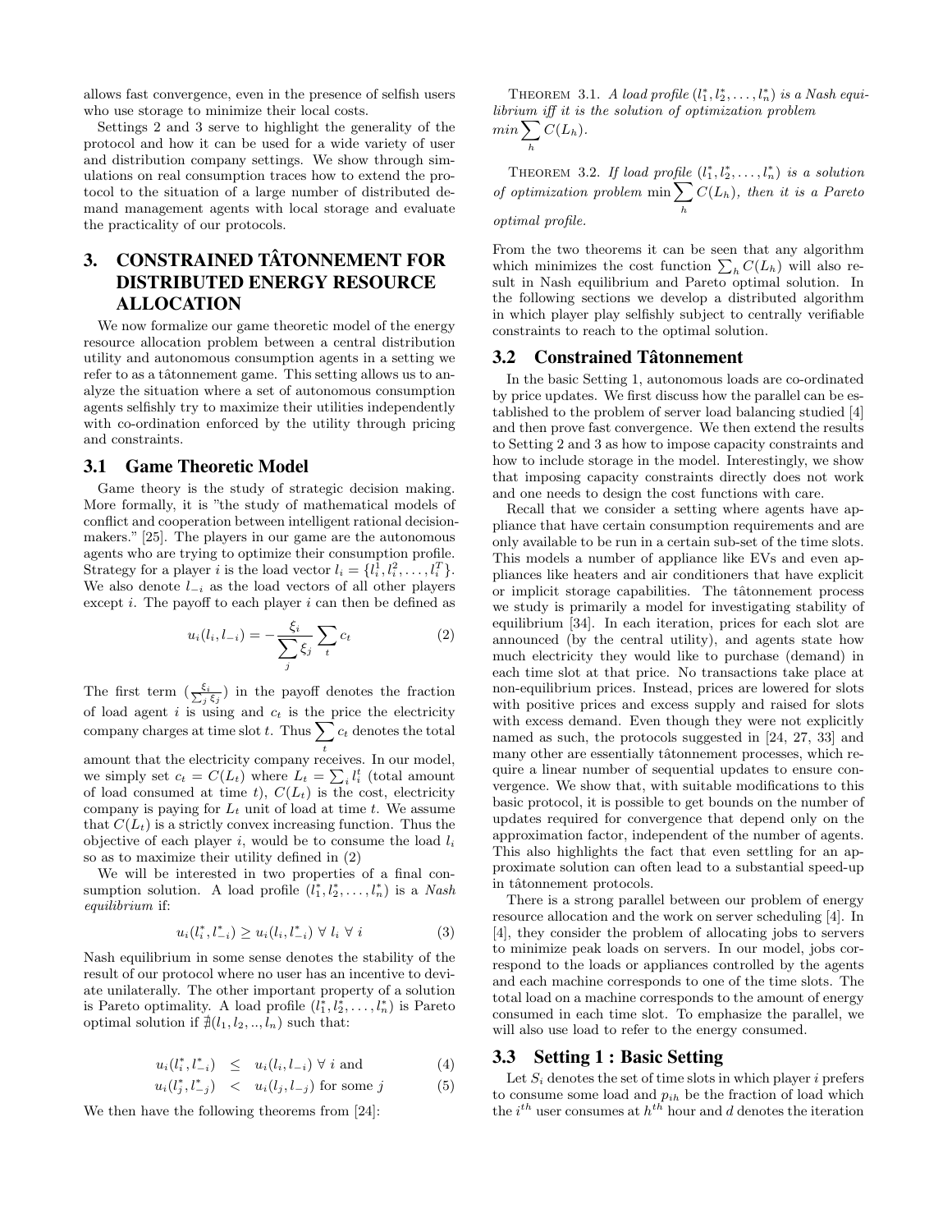allows fast convergence, even in the presence of selfish users who use storage to minimize their local costs.

Settings 2 and 3 serve to highlight the generality of the protocol and how it can be used for a wide variety of user and distribution company settings. We show through simulations on real consumption traces how to extend the protocol to the situation of a large number of distributed demand management agents with local storage and evaluate the practicality of our protocols.

# 3. CONSTRAINED TÂTONNEMENT FOR DISTRIBUTED ENERGY RESOURCE ALLOCATION

We now formalize our game theoretic model of the energy resource allocation problem between a central distribution utility and autonomous consumption agents in a setting we refer to as a tâtonnement game. This setting allows us to analyze the situation where a set of autonomous consumption agents selfishly try to maximize their utilities independently with co-ordination enforced by the utility through pricing and constraints.

## 3.1 Game Theoretic Model

Game theory is the study of strategic decision making. More formally, it is "the study of mathematical models of conflict and cooperation between intelligent rational decision-makers." [25]. The players in our game are the autonomous agents who are trying to optimize their consumption profile. Strategy for a player $i$ is the load vector $l_i = \{l_i^1, l_i^2, \ldots, l_i^T\}$. We also denote $l_{-i}$ as the load vectors of all other players except $i$. The payoff to each player $i$ can then be defined as

$$u_i(l_i, l_{-i}) = -\frac{\xi_i}{\sum_j \xi_j} \sum_t c_t \tag{2}$$

The first term ($\frac{\xi_i}{\sum_j \xi_j}$) in the payoff denotes the fraction of load agent $i$ is using and $c_t$ is the price the electricity company charges at time slot $t$. Thus $\sum_t c_t$ denotes the total amount that the electricity company receives. In our model, we simply set $c_t = C(L_t)$ where $L_t = \sum_i l_i^t$ (total amount of load consumed at time $t$), $C(L_t)$ is the cost, electricity company is paying for $L_t$ unit of load at time $t$. We assume that $C(L_t)$ is a strictly convex increasing function. Thus the objective of each player $i$, would be to consume the load $l_i$ so as to maximize their utility defined in (2)

We will be interested in two properties of a final consumption solution. A load profile $(l_1^*, l_2^*, \ldots, l_n^*)$ is a *Nash equilibrium* if:

$$u_i(l_i^*, l_{-i}^*) \geq u_i(l_i, l_{-i}^*) \; \forall \; l_i \; \forall \; i \tag{3}$$

Nash equilibrium in some sense denotes the stability of the result of our protocol where no user has an incentive to deviate unilaterally. The other important property of a solution is Pareto optimality. A load profile $(l_1^*, l_2^*, \ldots, l_n^*)$ is Pareto optimal solution if $\nexists (l_1, l_2, .., l_n)$ such that:

$$u_i(l_i^*, l_{-i}^*) \;\; \leq \;\; u_i(l_i, l_{-i}) \; \forall \; i \text{ and} \tag{4}$$

$$u_i(l_j^*, l_{-j}^*) \;\; < \;\; u_i(l_j, l_{-j}) \text{ for some } j \tag{5}$$

We then have the following theorems from [24]:

THEOREM 3.1. *A load profile $(l_1^*, l_2^*, \ldots, l_n^*)$ is a Nash equilibrium iff it is the solution of optimization problem* $min \sum_h C(L_h)$.

THEOREM 3.2. *If load profile $(l_1^*, l_2^*, \ldots, l_n^*)$ is a solution of optimization problem* $\min \sum_h C(L_h)$, *then it is a Pareto optimal profile.*

From the two theorems it can be seen that any algorithm which minimizes the cost function $\sum_h C(L_h)$ will also result in Nash equilibrium and Pareto optimal solution. In the following sections we develop a distributed algorithm in which player play selfishly subject to centrally verifiable constraints to reach to the optimal solution.

## 3.2 Constrained Tâtonnement

In the basic Setting 1, autonomous loads are co-ordinated by price updates. We first discuss how the parallel can be established to the problem of server load balancing studied [4] and then prove fast convergence. We then extend the results to Setting 2 and 3 as how to impose capacity constraints and how to include storage in the model. Interestingly, we show that imposing capacity constraints directly does not work and one needs to design the cost functions with care.

Recall that we consider a setting where agents have appliance that have certain consumption requirements and are only available to be run in a certain sub-set of the time slots. This models a number of appliance like EVs and even appliances like heaters and air conditioners that have explicit or implicit storage capabilities. The tâtonnement process we study is primarily a model for investigating stability of equilibrium [34]. In each iteration, prices for each slot are announced (by the central utility), and agents state how much electricity they would like to purchase (demand) in each time slot at that price. No transactions take place at non-equilibrium prices. Instead, prices are lowered for slots with positive prices and excess supply and raised for slots with excess demand. Even though they were not explicitly named as such, the protocols suggested in [24, 27, 33] and many other are essentially tâtonnement processes, which require a linear number of sequential updates to ensure convergence. We show that, with suitable modifications to this basic protocol, it is possible to get bounds on the number of updates required for convergence that depend only on the approximation factor, independent of the number of agents. This also highlights the fact that even settling for an approximate solution can often lead to a substantial speed-up in tâtonnement protocols.

There is a strong parallel between our problem of energy resource allocation and the work on server scheduling [4]. In [4], they consider the problem of allocating jobs to servers to minimize peak loads on servers. In our model, jobs correspond to the loads or appliances controlled by the agents and each machine corresponds to one of the time slots. The total load on a machine corresponds to the amount of energy consumed in each time slot. To emphasize the parallel, we will also use load to refer to the energy consumed.

## 3.3 Setting 1 : Basic Setting

Let $S_i$ denotes the set of time slots in which player $i$ prefers to consume some load and $p_{ih}$ be the fraction of load which the $i^{th}$ user consumes at $h^{th}$ hour and $d$ denotes the iteration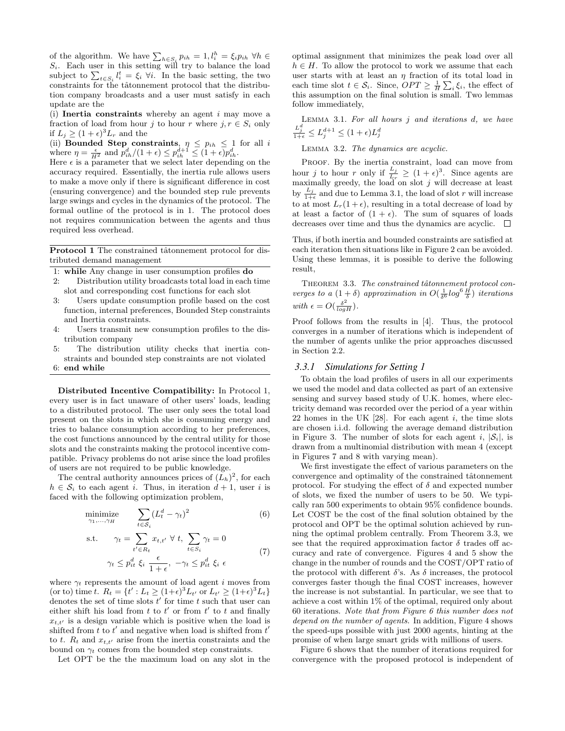of the algorithm. We have $\sum_{h \in S_i} p_{ih} = 1, l_i^h = \xi_i p_{ih} \; \forall h \in S_i$. Each user in this setting will try to balance the load subject to $\sum_{t \in S_i} l_i^t = \xi_i \; \forall i$. In the basic setting, the two constraints for the tâtonnement protocol that the distribution company broadcasts and a user must satisfy in each update are the

(i) **Inertia constraints** whereby an agent $i$ may move a fraction of load from hour $j$ to hour $r$ where $j, r \in S_i$ only if $L_j \geq (1+\epsilon)^3 L_r$ and the

(ii) **Bounded Step constraints**, $\eta \leq p_{ih} \leq 1$ for all $i$ where $\eta = \frac{\epsilon}{H^2}$ and $p_{ih}^d/(1+\epsilon) \leq p_{ih}^{d+1} \leq (1+\epsilon)p_{ih}^d$.

Here $\epsilon$ is a parameter that we select later depending on the accuracy required. Essentially, the inertia rule allows users to make a move only if there is significant difference in cost (ensuring convergence) and the bounded step rule prevents large swings and cycles in the dynamics of the protocol. The formal outline of the protocol is in 1. The protocol does not requires communication between the agents and thus required less overhead.

**Protocol 1** The constrained tâtonnement protocol for distributed demand management

```
1: while Any change in user consumption profiles do
2:     Distribution utility broadcasts total load in each time
       slot and corresponding cost functions for each slot
3:     Users update consumption profile based on the cost
       function, internal preferences, Bounded Step constraints
       and Inertia constraints.
4:     Users transmit new consumption profiles to the dis-
       tribution company
5:     The distribution utility checks that inertia con-
       straints and bounded step constraints are not violated
6: end while
```

**Distributed Incentive Compatibility:** In Protocol 1, every user is in fact unaware of other users' loads, leading to a distributed protocol. The user only sees the total load present on the slots in which she is consuming energy and tries to balance consumption according to her preferences, the cost functions announced by the central utility for those slots and the constraints making the protocol incentive compatible. Privacy problems do not arise since the load profiles of users are not required to be public knowledge.

The central authority announces prices of $(L_h)^2$, for each $h \in \mathcal{S}_i$ to each agent $i$. Thus, in iteration $d+1$, user $i$ is faced with the following optimization problem,

$$\underset{\gamma_1, \ldots, \gamma_H}{\text{minimize}} \qquad \sum_{t \in \mathcal{S}_i} (L_t^d - \gamma_t)^2 \tag{6}$$

$$\text{s.t.} \quad \gamma_t = \sum_{t' \in R_t} x_{t,t'} \; \forall \, t, \; \sum_{t \in S_i} \gamma_t = 0$$
$$\gamma_t \leq p_{it}^d \; \xi_i \; \frac{\epsilon}{1+\epsilon}, \; -\gamma_t \leq p_{it}^d \; \xi_i \; \epsilon \tag{7}$$

where $\gamma_t$ represents the amount of load agent $i$ moves from (or to) time $t$. $R_t = \{t' : L_t \geq (1+\epsilon)^3 L_{t'} \text{ or } L_{t'} \geq (1+\epsilon)^3 L_t\}$ denotes the set of time slots $t'$ for time $t$ such that user can either shift his load from $t$ to $t'$ or from $t'$ to $t$ and finally $x_{t,t'}$ is a design variable which is positive when the load is shifted from $t$ to $t'$ and negative when load is shifted from $t'$ to $t$. $R_t$ and $x_{t,t'}$ arise from the inertia constraints and the bound on $\gamma_t$ comes from the bounded step constraints.

Let OPT be the the maximum load on any slot in the optimal assignment that minimizes the peak load over all $h \in H$. To allow the protocol to work we assume that each user starts with at least an $\eta$ fraction of its total load in each time slot $t \in \mathcal{S}_i$. Since, $OPT \geq \frac{1}{H}\sum_i \xi_i$, the effect of this assumption on the final solution is small. Two lemmas follow immediately,

Lemma 3.1. *For all hours $j$ and iterations $d$, we have $\frac{L_j^d}{1+\epsilon} \leq L_j^{d+1} \leq (1+\epsilon)L_j^d$*

Lemma 3.2. *The dynamics are acyclic.*

Proof. By the inertia constraint, load can move from hour $j$ to hour $r$ only if $\frac{L_j}{L_r} \geq (1+\epsilon)^3$. Since agents are maximally greedy, the load on slot $j$ will decrease at least by $\frac{L_j}{1+\epsilon}$ and due to Lemma 3.1, the load of slot $r$ will increase to at most $L_r(1+\epsilon)$, resulting in a total decrease of load by at least a factor of $(1+\epsilon)$. The sum of squares of loads decreases over time and thus the dynamics are acyclic. □

Thus, if both inertia and bounded constraints are satisfied at each iteration then situations like in Figure 2 can be avoided. Using these lemmas, it is possible to derive the following result,

Theorem 3.3. *The constrained tâtonnement protocol converges to a $(1+\delta)$ approximation in $O(\frac{1}{\delta^6} \log^6 \frac{H}{\delta})$ iterations with $\epsilon = O(\frac{\delta^2}{\log H})$.*

Proof follows from the results in [4]. Thus, the protocol converges in a number of iterations which is independent of the number of agents unlike the prior approaches discussed in Section 2.2.

### 3.3.1 Simulations for Setting 1

To obtain the load profiles of users in all our experiments we used the model and data collected as part of an extensive sensing and survey based study of U.K. homes, where electricity demand was recorded over the period of a year within 22 homes in the UK [28]. For each agent $i$, the time slots are chosen i.i.d. following the average demand distribution in Figure 3. The number of slots for each agent $i$, $|\mathcal{S}_i|$, is drawn from a multinomial distribution with mean 4 (except in Figures 7 and 8 with varying mean).

We first investigate the effect of various parameters on the convergence and optimality of the constrained tâtonnement protocol. For studying the effect of $\delta$ and expected number of slots, we fixed the number of users to be 50. We typically ran 500 experiments to obtain 95% confidence bounds. Let COST be the cost of the final solution obtained by the protocol and OPT be the optimal solution achieved by running the optimal problem centrally. From Theorem 3.3, we see that the required approximation factor $\delta$ trades off accuracy and rate of convergence. Figures 4 and 5 show the change in the number of rounds and the COST/OPT ratio of the protocol with different $\delta$'s. As $\delta$ increases, the protocol converges faster though the final COST increases, however the increase is not substantial. In particular, we see that to achieve a cost within 1% of the optimal, required only about 60 iterations. *Note that from Figure 6 this number does not depend on the number of agents.* In addition, Figure 4 shows the speed-ups possible with just 2000 agents, hinting at the promise of when large smart grids with millions of users.

Figure 6 shows that the number of iterations required for convergence with the proposed protocol is independent of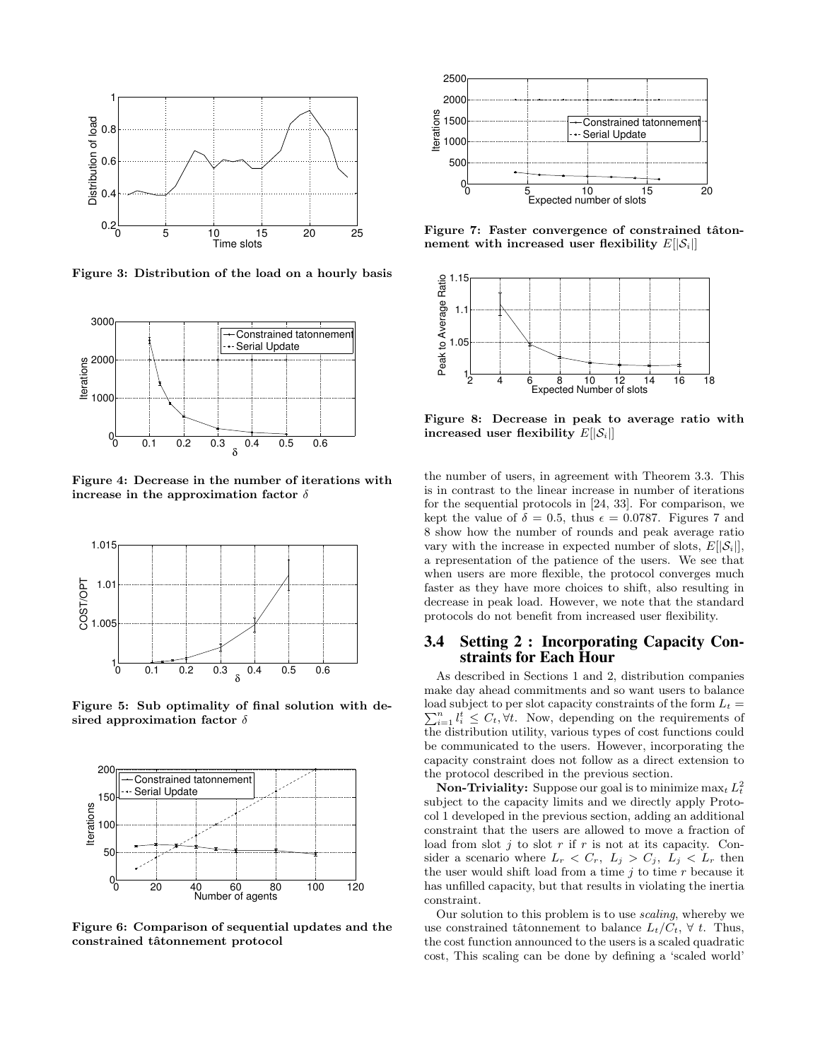Figure 3: Distribution of the load on a hourly basis

Figure 4: Decrease in the number of iterations with increase in the approximation factor $\delta$

Figure 5: Sub optimality of final solution with desired approximation factor $\delta$

Figure 6: Comparison of sequential updates and the constrained tâtonnement protocol

Figure 7: Faster convergence of constrained tâtonnement with increased user flexibility $E[|\mathcal{S}_i|]$

Figure 8: Decrease in peak to average ratio with increased user flexibility $E[|\mathcal{S}_i|]$

the number of users, in agreement with Theorem 3.3. This is in contrast to the linear increase in number of iterations for the sequential protocols in [24, 33]. For comparison, we kept the value of $\delta = 0.5$, thus $\epsilon = 0.0787$. Figures 7 and 8 show how the number of rounds and peak average ratio vary with the increase in expected number of slots, $E[|\mathcal{S}_i|]$, a representation of the patience of the users. We see that when users are more flexible, the protocol converges much faster as they have more choices to shift, also resulting in decrease in peak load. However, we note that the standard protocols do not benefit from increased user flexibility.

## 3.4 Setting 2 : Incorporating Capacity Constraints for Each Hour

As described in Sections 1 and 2, distribution companies make day ahead commitments and so want users to balance load subject to per slot capacity constraints of the form $L_t = \sum_{i=1}^{n} l_i^t \leq C_t, \forall t$. Now, depending on the requirements of the distribution utility, various types of cost functions could be communicated to the users. However, incorporating the capacity constraint does not follow as a direct extension to the protocol described in the previous section.

**Non-Triviality:** Suppose our goal is to minimize $\max_t L_t^2$ subject to the capacity limits and we directly apply Protocol 1 developed in the previous section, adding an additional constraint that the users are allowed to move a fraction of load from slot $j$ to slot $r$ if $r$ is not at its capacity. Consider a scenario where $L_r < C_r,\ L_j > C_j,\ L_j < L_r$ then the user would shift load from a time $j$ to time $r$ because it has unfilled capacity, but that results in violating the inertia constraint.

Our solution to this problem is to use *scaling*, whereby we use constrained tâtonnement to balance $L_t/C_t,\ \forall\ t$. Thus, the cost function announced to the users is a scaled quadratic cost, This scaling can be done by defining a 'scaled world'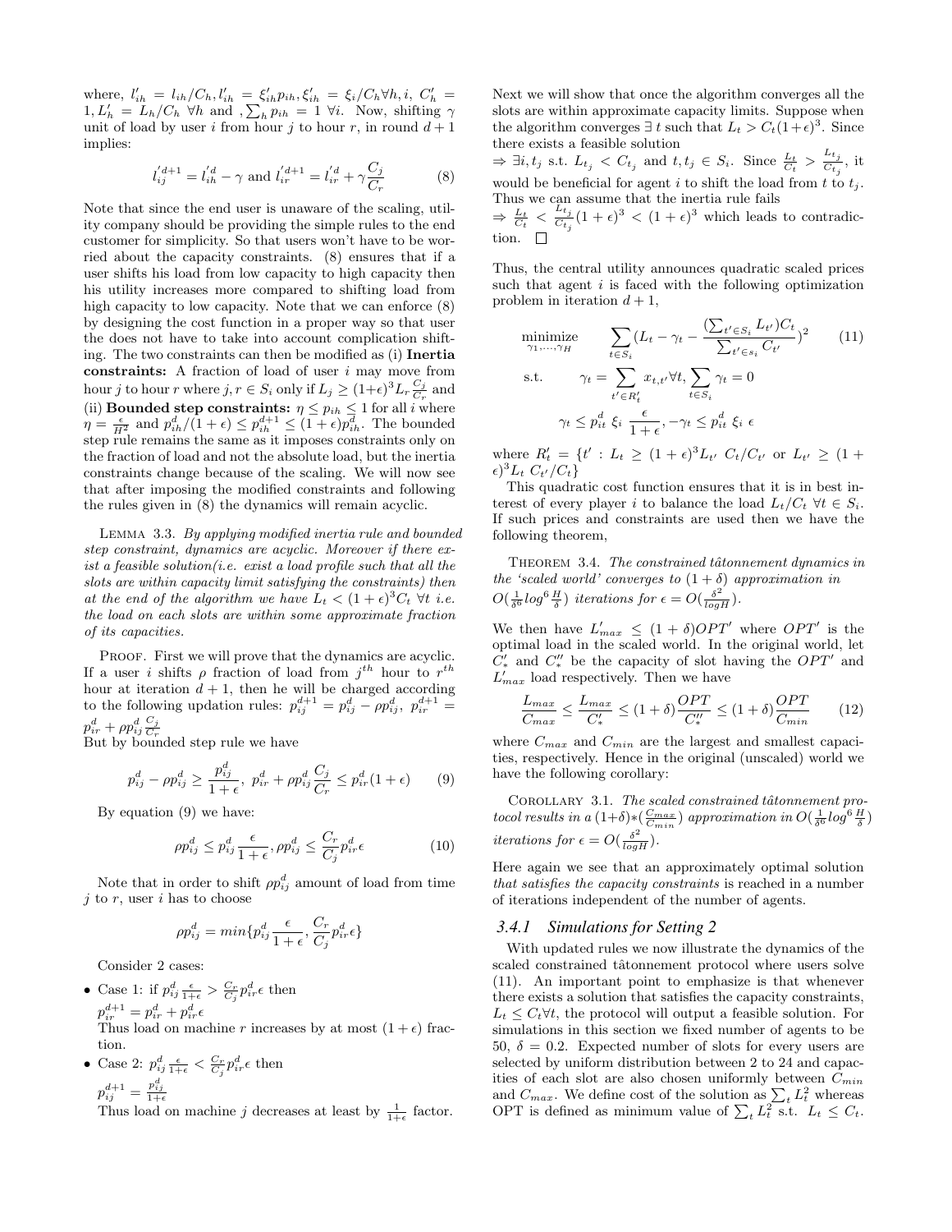where, $l'_{ih} = l_{ih}/C_h, l'_{ih} = \xi'_{ih} p_{ih}, \xi'_{ih} = \xi_i/C_h \forall h, i,\ C'_h = 1, L'_h = L_h/C_h\ \forall h$ and $, \sum_h p_{ih} = 1\ \forall i$. Now, shifting $\gamma$ unit of load by user $i$ from hour $j$ to hour $r$, in round $d+1$ implies:

$$l'^{d+1}_{ij} = l'^{d}_{ih} - \gamma \text{ and } l'^{d+1}_{ir} = l'^{d}_{ir} + \gamma \frac{C_j}{C_r} \tag{8}$$

Note that since the end user is unaware of the scaling, utility company should be providing the simple rules to the end customer for simplicity. So that users won't have to be worried about the capacity constraints. (8) ensures that if a user shifts his load from low capacity to high capacity then his utility increases more compared to shifting load from high capacity to low capacity. Note that we can enforce (8) by designing the cost function in a proper way so that user the does not have to take into account complication shifting. The two constraints can then be modified as (i) **Inertia constraints:** A fraction of load of user $i$ may move from hour $j$ to hour $r$ where $j, r \in S_i$ only if $L_j \geq (1+\epsilon)^3 L_r \frac{C_j}{C_r}$ and (ii) **Bounded step constraints:** $\eta \leq p_{ih} \leq 1$ for all $i$ where $\eta = \frac{\epsilon}{H^2}$ and $p^d_{ih}/(1+\epsilon) \leq p^{d+1}_{ih} \leq (1+\epsilon)p^d_{ih}$. The bounded step rule remains the same as it imposes constraints only on the fraction of load and not the absolute load, but the inertia constraints change because of the scaling. We will now see that after imposing the modified constraints and following the rules given in (8) the dynamics will remain acyclic.

Lemma 3.3. *By applying modified inertia rule and bounded step constraint, dynamics are acyclic. Moreover if there exist a feasible solution(i.e. exist a load profile such that all the slots are within capacity limit satisfying the constraints) then at the end of the algorithm we have $L_t < (1+\epsilon)^3 C_t\ \forall t$ i.e. the load on each slots are within some approximate fraction of its capacities.*

Proof. First we will prove that the dynamics are acyclic. If a user $i$ shifts $\rho$ fraction of load from $j^{th}$ hour to $r^{th}$ hour at iteration $d+1$, then he will be charged according to the following updation rules: $p^{d+1}_{ij} = p^d_{ij} - \rho p^d_{ij},\ p^{d+1}_{ir} = p^d_{ir} + \rho p^d_{ij} \frac{C_j}{C_r}$

But by bounded step rule we have

$$p^d_{ij} - \rho p^d_{ij} \geq \frac{p^d_{ij}}{1+\epsilon},\ p^d_{ir} + \rho p^d_{ij} \frac{C_j}{C_r} \leq p^d_{ir}(1+\epsilon) \tag{9}$$

By equation (9) we have:

$$\rho p^d_{ij} \leq p^d_{ij} \frac{\epsilon}{1+\epsilon}, \rho p^d_{ij} \leq \frac{C_r}{C_j} p^d_{ir} \epsilon \tag{10}$$

Note that in order to shift $\rho p^d_{ij}$ amount of load from time $j$ to $r$, user $i$ has to choose

$$\rho p^d_{ij} = min\{p^d_{ij} \frac{\epsilon}{1+\epsilon}, \frac{C_r}{C_j} p^d_{ir} \epsilon\}$$

Consider 2 cases:

- Case 1: if $p^d_{ij} \frac{\epsilon}{1+\epsilon} > \frac{C_r}{C_j} p^d_{ir} \epsilon$ then
  $p^{d+1}_{ir} = p^d_{ir} + p^d_{ir} \epsilon$
  Thus load on machine $r$ increases by at most $(1+\epsilon)$ fraction.
- Case 2: $p^d_{ij} \frac{\epsilon}{1+\epsilon} < \frac{C_r}{C_j} p^d_{ir} \epsilon$ then
  $p^{d+1}_{ij} = \frac{p^d_{ij}}{1+\epsilon}$
  Thus load on machine $j$ decreases at least by $\frac{1}{1+\epsilon}$ factor.

Next we will show that once the algorithm converges all the slots are within approximate capacity limits. Suppose when the algorithm converges $\exists\ t$ such that $L_t > C_t(1+\epsilon)^3$. Since there exists a feasible solution
$\Rightarrow \exists i, t_j$ s.t. $L_{t_j} < C_{t_j}$ and $t, t_j \in S_i$. Since $\frac{L_t}{C_t} > \frac{L_{t_j}}{C_{t_j}}$, it would be beneficial for agent $i$ to shift the load from $t$ to $t_j$. Thus we can assume that the inertia rule fails
$\Rightarrow \frac{L_t}{C_t} < \frac{L_{t_j}}{C_{t_j}}(1+\epsilon)^3 < (1+\epsilon)^3$ which leads to contradiction. $\square$

Thus, the central utility announces quadratic scaled prices such that agent $i$ is faced with the following optimization problem in iteration $d+1$,

$$\begin{aligned}
\underset{\gamma_1,\ldots,\gamma_H}{\text{minimize}} \quad & \sum_{t \in S_i} (L_t - \gamma_t - \frac{(\sum_{t' \in S_i} L_{t'})C_t}{\sum_{t' \in s_i} C_{t'}})^2 \\
\text{s.t.} \quad & \gamma_t = \sum_{t' \in R'_t} x_{t,t'} \forall t, \sum_{t \in S_i} \gamma_t = 0 \\
& \gamma_t \leq p^d_{it}\ \xi_i\ \frac{\epsilon}{1+\epsilon}, -\gamma_t \leq p^d_{it}\ \xi_i\ \epsilon
\end{aligned} \tag{11}$$

where $R'_t = \{t' : L_t \geq (1+\epsilon)^3 L_{t'}\ C_t/C_{t'}$ or $L_{t'} \geq (1+\epsilon)^3 L_t\ C_{t'}/C_t\}$

This quadratic cost function ensures that it is in best interest of every player $i$ to balance the load $L_t/C_t\ \forall t \in S_i$. If such prices and constraints are used then we have the following theorem,

Theorem 3.4. *The constrained tâtonnement dynamics in the 'scaled world' converges to $(1+\delta)$ approximation in $O(\frac{1}{\delta^6} log^6 \frac{H}{\delta})$ iterations for $\epsilon = O(\frac{\delta^2}{log H})$.*

We then have $L'_{max} \leq (1+\delta)OPT'$ where $OPT'$ is the optimal load in the scaled world. In the original world, let $C'_*$ and $C''_*$ be the capacity of slot having the $OPT'$ and $L'_{max}$ load respectively. Then we have

$$\frac{L_{max}}{C_{max}} \leq \frac{L_{max}}{C'_*} \leq (1+\delta)\frac{OPT}{C''_*} \leq (1+\delta)\frac{OPT}{C_{min}} \tag{12}$$

where $C_{max}$ and $C_{min}$ are the largest and smallest capacities, respectively. Hence in the original (unscaled) world we have the following corollary:

Corollary 3.1. *The scaled constrained tâtonnement protocol results in a $(1+\delta)*(\frac{C_{max}}{C_{min}})$ approximation in $O(\frac{1}{\delta^6} log^6 \frac{H}{\delta})$ iterations for $\epsilon = O(\frac{\delta^2}{log H})$.*

Here again we see that an approximately optimal solution *that satisfies the capacity constraints* is reached in a number of iterations independent of the number of agents.

### 3.4.1 Simulations for Setting 2

With updated rules we now illustrate the dynamics of the scaled constrained tâtonnement protocol where users solve (11). An important point to emphasize is that whenever there exists a solution that satisfies the capacity constraints, $L_t \leq C_t \forall t$, the protocol will output a feasible solution. For simulations in this section we fixed number of agents to be 50, $\delta = 0.2$. Expected number of slots for every users are selected by uniform distribution between 2 to 24 and capacities of each slot are also chosen uniformly between $C_{min}$ and $C_{max}$. We define cost of the solution as $\sum_t L^2_t$ whereas OPT is defined as minimum value of $\sum_t L^2_t$ s.t. $L_t \leq C_t$.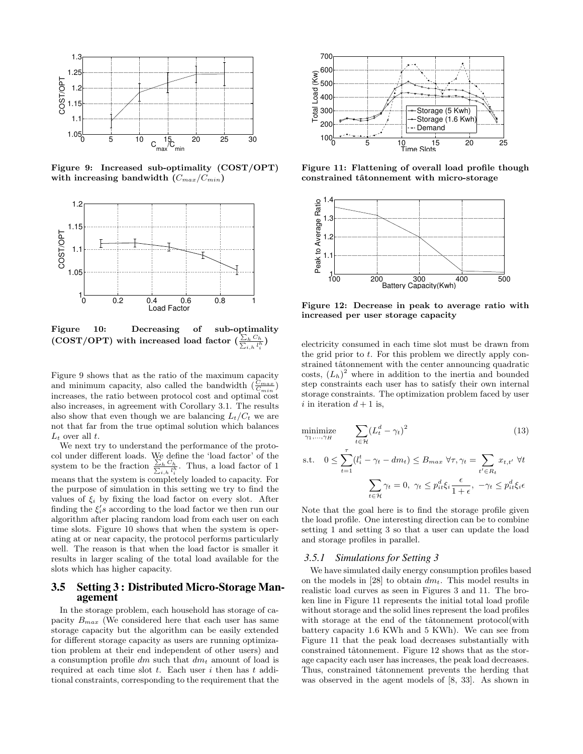Figure 9: Increased sub-optimality (COST/OPT) with increasing bandwidth ($C_{max}/C_{min}$)

Figure 10: Decreasing of sub-optimality (COST/OPT) with increased load factor ($\frac{\sum_h C_h}{\sum_{i,h} l_i^h}$)

Figure 9 shows that as the ratio of the maximum capacity and minimum capacity, also called the bandwidth ($\frac{C_{max}}{C_{min}}$) increases, the ratio between protocol cost and optimal cost also increases, in agreement with Corollary 3.1. The results also show that even though we are balancing $L_t/C_t$ we are not that far from the true optimal solution which balances $L_t$ over all $t$.

We next try to understand the performance of the protocol under different loads. We define the 'load factor' of the system to be the fraction $\frac{\sum_h C_h}{\sum_{i,h} l_i^h}$. Thus, a load factor of 1 means that the system is completely loaded to capacity. For the purpose of simulation in this setting we try to find the values of $\xi_i$ by fixing the load factor on every slot. After finding the $\xi_i's$ according to the load factor we then run our algorithm after placing random load from each user on each time slots. Figure 10 shows that when the system is operating at or near capacity, the protocol performs particularly well. The reason is that when the load factor is smaller it results in larger scaling of the total load available for the slots which has higher capacity.

## 3.5 Setting 3 : Distributed Micro-Storage Management

In the storage problem, each household has storage of capacity $B_{max}$ (We considered here that each user has same storage capacity but the algorithm can be easily extended for different storage capacity as users are running optimization problem at their end independent of other users) and a consumption profile $dm$ such that $dm_t$ amount of load is required at each time slot $t$. Each user $i$ then has $t$ additional constraints, corresponding to the requirement that the

Figure 11: Flattening of overall load profile though constrained tâtonnement with micro-storage

Figure 12: Decrease in peak to average ratio with increased per user storage capacity

electricity consumed in each time slot must be drawn from the grid prior to $t$. For this problem we directly apply constrained tâtonnement with the center announcing quadratic costs, $(L_h)^2$ where in addition to the inertia and bounded step constraints each user has to satisfy their own internal storage constraints. The optimization problem faced by user $i$ in iteration $d+1$ is,

$$\underset{\gamma_1,\dots,\gamma_H}{\text{minimize}} \quad \sum_{t\in\mathcal{H}} (L_t^d - \gamma_t)^2 \tag{13}$$

$$\text{s.t.} \quad 0 \le \sum_{t=1}^{\tau} (l_i^t - \gamma_t - dm_t) \le B_{max} \ \forall \tau, \gamma_t = \sum_{t' \in R_t} x_{t,t'} \ \forall t$$

$$\sum_{t\in\mathcal{H}} \gamma_t = 0, \ \gamma_t \le p_{it}^d \xi_i \frac{\epsilon}{1+\epsilon}, \ -\gamma_t \le p_{it}^d \xi_i \epsilon$$

Note that the goal here is to find the storage profile given the load profile. One interesting direction can be to combine setting 1 and setting 3 so that a user can update the load and storage profiles in parallel.

### 3.5.1 Simulations for Setting 3

We have simulated daily energy consumption profiles based on the models in [28] to obtain $dm_t$. This model results in realistic load curves as seen in Figures 3 and 11. The broken line in Figure 11 represents the initial total load profile without storage and the solid lines represent the load profiles with storage at the end of the tâtonnement protocol(with battery capacity 1.6 KWh and 5 KWh). We can see from Figure 11 that the peak load decreases substantially with constrained tâtonnement. Figure 12 shows that as the storage capacity each user has increases, the peak load decreases. Thus, constrained tâtonnement prevents the herding that was observed in the agent models of [8, 33]. As shown in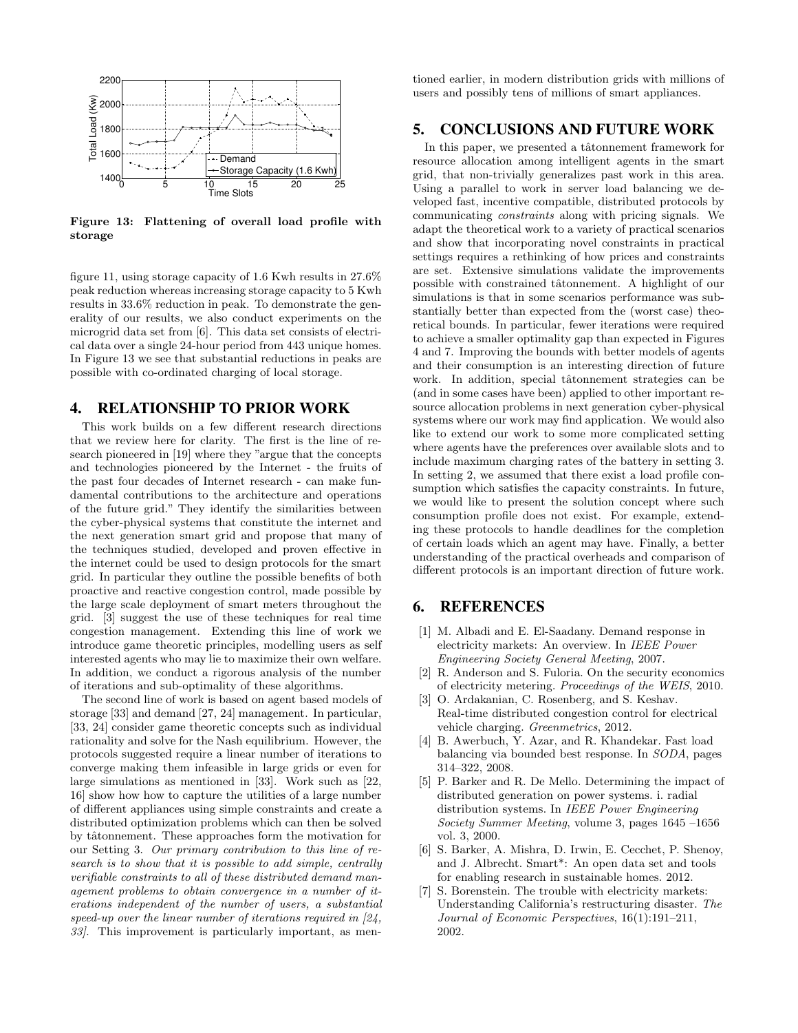2200
2000
1800
1600
1400
Total Load (Kw)
0
5
10
15
20
25
Time Slots
Demand
Storage Capacity (1.6 Kwh)

**Figure 13: Flattening of overall load profile with storage**

figure 11, using storage capacity of 1.6 Kwh results in 27.6% peak reduction whereas increasing storage capacity to 5 Kwh results in 33.6% reduction in peak. To demonstrate the generality of our results, we also conduct experiments on the microgrid data set from [6]. This data set consists of electrical data over a single 24-hour period from 443 unique homes. In Figure 13 we see that substantial reductions in peaks are possible with co-ordinated charging of local storage.

# 4. RELATIONSHIP TO PRIOR WORK

This work builds on a few different research directions that we review here for clarity. The first is the line of research pioneered in [19] where they "argue that the concepts and technologies pioneered by the Internet - the fruits of the past four decades of Internet research - can make fundamental contributions to the architecture and operations of the future grid." They identify the similarities between the cyber-physical systems that constitute the internet and the next generation smart grid and propose that many of the techniques studied, developed and proven effective in the internet could be used to design protocols for the smart grid. In particular they outline the possible benefits of both proactive and reactive congestion control, made possible by the large scale deployment of smart meters throughout the grid. [3] suggest the use of these techniques for real time congestion management. Extending this line of work we introduce game theoretic principles, modelling users as self interested agents who may lie to maximize their own welfare. In addition, we conduct a rigorous analysis of the number of iterations and sub-optimality of these algorithms.

The second line of work is based on agent based models of storage [33] and demand [27, 24] management. In particular, [33, 24] consider game theoretic concepts such as individual rationality and solve for the Nash equilibrium. However, the protocols suggested require a linear number of iterations to converge making them infeasible in large grids or even for large simulations as mentioned in [33]. Work such as [22, 16] show how how to capture the utilities of a large number of different appliances using simple constraints and create a distributed optimization problems which can then be solved by tâtonnement. These approaches form the motivation for our Setting 3. *Our primary contribution to this line of research is to show that it is possible to add simple, centrally verifiable constraints to all of these distributed demand management problems to obtain convergence in a number of iterations independent of the number of users, a substantial speed-up over the linear number of iterations required in [24, 33].* This improvement is particularly important, as mentioned earlier, in modern distribution grids with millions of users and possibly tens of millions of smart appliances.

# 5. CONCLUSIONS AND FUTURE WORK

In this paper, we presented a tâtonnement framework for resource allocation among intelligent agents in the smart grid, that non-trivially generalizes past work in this area. Using a parallel to work in server load balancing we developed fast, incentive compatible, distributed protocols by communicating *constraints* along with pricing signals. We adapt the theoretical work to a variety of practical scenarios and show that incorporating novel constraints in practical settings requires a rethinking of how prices and constraints are set. Extensive simulations validate the improvements possible with constrained tâtonnement. A highlight of our simulations is that in some scenarios performance was substantially better than expected from the (worst case) theoretical bounds. In particular, fewer iterations were required to achieve a smaller optimality gap than expected in Figures 4 and 7. Improving the bounds with better models of agents and their consumption is an interesting direction of future work. In addition, special tâtonnement strategies can be (and in some cases have been) applied to other important resource allocation problems in next generation cyber-physical systems where our work may find application. We would also like to extend our work to some more complicated setting where agents have the preferences over available slots and to include maximum charging rates of the battery in setting 3. In setting 2, we assumed that there exist a load profile consumption which satisfies the capacity constraints. In future, we would like to present the solution concept where such consumption profile does not exist. For example, extending these protocols to handle deadlines for the completion of certain loads which an agent may have. Finally, a better understanding of the practical overheads and comparison of different protocols is an important direction of future work.

# 6. REFERENCES

[1] M. Albadi and E. El-Saadany. Demand response in electricity markets: An overview. In *IEEE Power Engineering Society General Meeting*, 2007.

[2] R. Anderson and S. Fuloria. On the security economics of electricity metering. *Proceedings of the WEIS*, 2010.

[3] O. Ardakanian, C. Rosenberg, and S. Keshav. Real-time distributed congestion control for electrical vehicle charging. *Greenmetrics*, 2012.

[4] B. Awerbuch, Y. Azar, and R. Khandekar. Fast load balancing via bounded best response. In *SODA*, pages 314–322, 2008.

[5] P. Barker and R. De Mello. Determining the impact of distributed generation on power systems. i. radial distribution systems. In *IEEE Power Engineering Society Summer Meeting*, volume 3, pages 1645 –1656 vol. 3, 2000.

[6] S. Barker, A. Mishra, D. Irwin, E. Cecchet, P. Shenoy, and J. Albrecht. Smart*: An open data set and tools for enabling research in sustainable homes. 2012.

[7] S. Borenstein. The trouble with electricity markets: Understanding California's restructuring disaster. *The Journal of Economic Perspectives*, 16(1):191–211, 2002.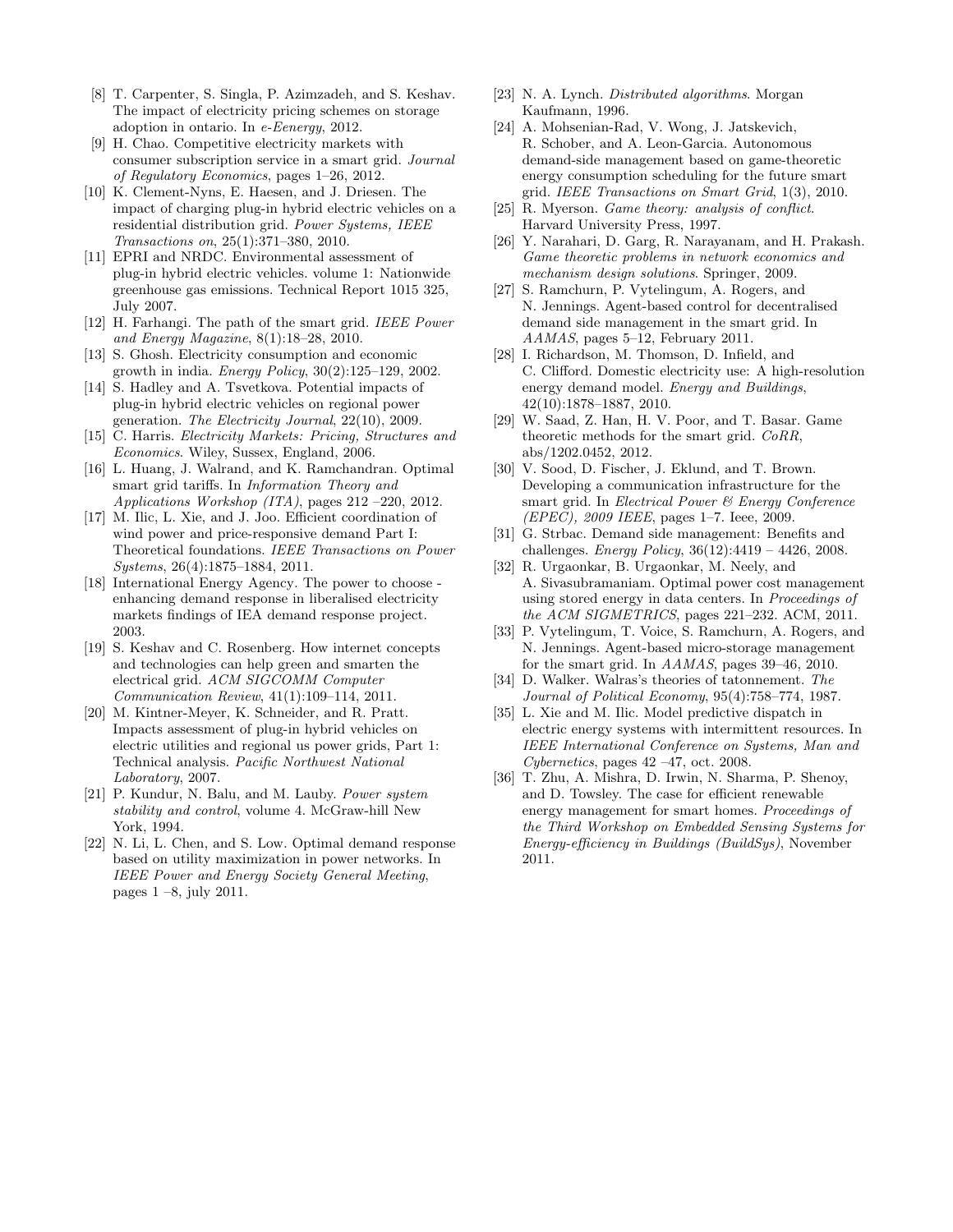[8] T. Carpenter, S. Singla, P. Azimzadeh, and S. Keshav. The impact of electricity pricing schemes on storage adoption in ontario. In *e-Eenergy*, 2012.

[9] H. Chao. Competitive electricity markets with consumer subscription service in a smart grid. *Journal of Regulatory Economics*, pages 1–26, 2012.

[10] K. Clement-Nyns, E. Haesen, and J. Driesen. The impact of charging plug-in hybrid electric vehicles on a residential distribution grid. *Power Systems, IEEE Transactions on*, 25(1):371–380, 2010.

[11] EPRI and NRDC. Environmental assessment of plug-in hybrid electric vehicles. volume 1: Nationwide greenhouse gas emissions. Technical Report 1015 325, July 2007.

[12] H. Farhangi. The path of the smart grid. *IEEE Power and Energy Magazine*, 8(1):18–28, 2010.

[13] S. Ghosh. Electricity consumption and economic growth in india. *Energy Policy*, 30(2):125–129, 2002.

[14] S. Hadley and A. Tsvetkova. Potential impacts of plug-in hybrid electric vehicles on regional power generation. *The Electricity Journal*, 22(10), 2009.

[15] C. Harris. *Electricity Markets: Pricing, Structures and Economics*. Wiley, Sussex, England, 2006.

[16] L. Huang, J. Walrand, and K. Ramchandran. Optimal smart grid tariffs. In *Information Theory and Applications Workshop (ITA)*, pages 212 –220, 2012.

[17] M. Ilic, L. Xie, and J. Joo. Efficient coordination of wind power and price-responsive demand Part I: Theoretical foundations. *IEEE Transactions on Power Systems*, 26(4):1875–1884, 2011.

[18] International Energy Agency. The power to choose - enhancing demand response in liberalised electricity markets findings of IEA demand response project. 2003.

[19] S. Keshav and C. Rosenberg. How internet concepts and technologies can help green and smarten the electrical grid. *ACM SIGCOMM Computer Communication Review*, 41(1):109–114, 2011.

[20] M. Kintner-Meyer, K. Schneider, and R. Pratt. Impacts assessment of plug-in hybrid vehicles on electric utilities and regional us power grids, Part 1: Technical analysis. *Pacific Northwest National Laboratory*, 2007.

[21] P. Kundur, N. Balu, and M. Lauby. *Power system stability and control*, volume 4. McGraw-hill New York, 1994.

[22] N. Li, L. Chen, and S. Low. Optimal demand response based on utility maximization in power networks. In *IEEE Power and Energy Society General Meeting*, pages 1 –8, july 2011.

[23] N. A. Lynch. *Distributed algorithms*. Morgan Kaufmann, 1996.

[24] A. Mohsenian-Rad, V. Wong, J. Jatskevich, R. Schober, and A. Leon-Garcia. Autonomous demand-side management based on game-theoretic energy consumption scheduling for the future smart grid. *IEEE Transactions on Smart Grid*, 1(3), 2010.

[25] R. Myerson. *Game theory: analysis of conflict*. Harvard University Press, 1997.

[26] Y. Narahari, D. Garg, R. Narayanam, and H. Prakash. *Game theoretic problems in network economics and mechanism design solutions*. Springer, 2009.

[27] S. Ramchurn, P. Vytelingum, A. Rogers, and N. Jennings. Agent-based control for decentralised demand side management in the smart grid. In *AAMAS*, pages 5–12, February 2011.

[28] I. Richardson, M. Thomson, D. Infield, and C. Clifford. Domestic electricity use: A high-resolution energy demand model. *Energy and Buildings*, 42(10):1878–1887, 2010.

[29] W. Saad, Z. Han, H. V. Poor, and T. Basar. Game theoretic methods for the smart grid. *CoRR*, abs/1202.0452, 2012.

[30] V. Sood, D. Fischer, J. Eklund, and T. Brown. Developing a communication infrastructure for the smart grid. In *Electrical Power & Energy Conference (EPEC), 2009 IEEE*, pages 1–7. Ieee, 2009.

[31] G. Strbac. Demand side management: Benefits and challenges. *Energy Policy*, 36(12):4419 – 4426, 2008.

[32] R. Urgaonkar, B. Urgaonkar, M. Neely, and A. Sivasubramaniam. Optimal power cost management using stored energy in data centers. In *Proceedings of the ACM SIGMETRICS*, pages 221–232. ACM, 2011.

[33] P. Vytelingum, T. Voice, S. Ramchurn, A. Rogers, and N. Jennings. Agent-based micro-storage management for the smart grid. In *AAMAS*, pages 39–46, 2010.

[34] D. Walker. Walras's theories of tatonnement. *The Journal of Political Economy*, 95(4):758–774, 1987.

[35] L. Xie and M. Ilic. Model predictive dispatch in electric energy systems with intermittent resources. In *IEEE International Conference on Systems, Man and Cybernetics*, pages 42 –47, oct. 2008.

[36] T. Zhu, A. Mishra, D. Irwin, N. Sharma, P. Shenoy, and D. Towsley. The case for efficient renewable energy management for smart homes. *Proceedings of the Third Workshop on Embedded Sensing Systems for Energy-efficiency in Buildings (BuildSys)*, November 2011.